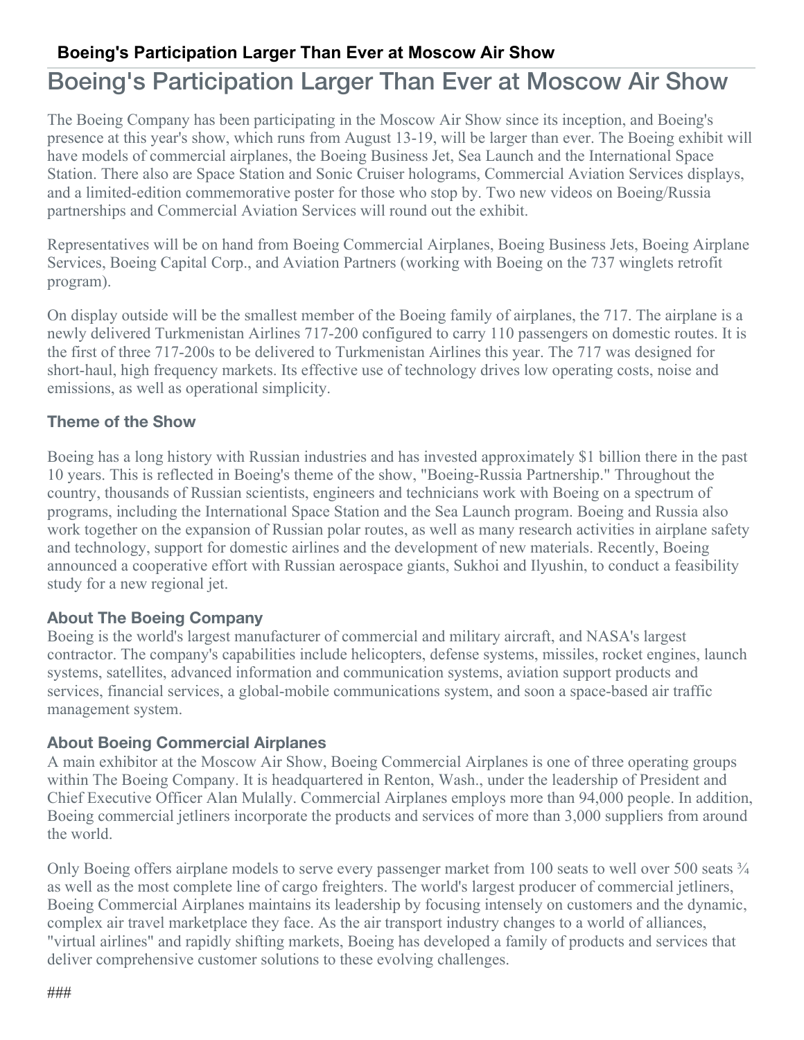# Boeing's Participation Larger Than Ever at Moscow Air Show

The Boeing Company has been participating in the Moscow Air Show since its inception, and Boeing's presence at this year's show, which runs from August 13-19, will be larger than ever. The Boeing exhibit will have models of commercial airplanes, the Boeing Business Jet, Sea Launch and the International Space Station. There also are Space Station and Sonic Cruiser holograms, Commercial Aviation Services displays, and a limited-edition commemorative poster for those who stop by. Two new videos on Boeing/Russia partnerships and Commercial Aviation Services will round out the exhibit.

Representatives will be on hand from Boeing Commercial Airplanes, Boeing Business Jets, Boeing Airplane Services, Boeing Capital Corp., and Aviation Partners (working with Boeing on the 737 winglets retrofit program).

On display outside will be the smallest member of the Boeing family of airplanes, the 717. The airplane is a newly delivered Turkmenistan Airlines 717-200 configured to carry 110 passengers on domestic routes. It is the first of three 717-200s to be delivered to Turkmenistan Airlines this year. The 717 was designed for short-haul, high frequency markets. Its effective use of technology drives low operating costs, noise and emissions, as well as operational simplicity.

### Theme of the Show

Boeing has a long history with Russian industries and has invested approximately $1 billion there in the past 10 years. This is reflected in Boeing's theme of the show, "Boeing-Russia Partnership." Throughout the country, thousands of Russian scientists, engineers and technicians work with Boeing on a spectrum of programs, including the International Space Station and the Sea Launch program. Boeing and Russia also work together on the expansion of Russian polar routes, as well as many research activities in airplane safety and technology, support for domestic airlines and the development of new materials. Recently, Boeing announced a cooperative effort with Russian aerospace giants, Sukhoi and Ilyushin, to conduct a feasibility study for a new regional jet.

### About The Boeing Company

Boeing is the world's largest manufacturer of commercial and military aircraft, and NASA's largest contractor. The company's capabilities include helicopters, defense systems, missiles, rocket engines, launch systems, satellites, advanced information and communication systems, aviation support products and services, financial services, a global-mobile communications system, and soon a space-based air traffic management system.

### About Boeing Commercial Airplanes

A main exhibitor at the Moscow Air Show, Boeing Commercial Airplanes is one of three operating groups within The Boeing Company. It is headquartered in Renton, Wash., under the leadership of President and Chief Executive Officer Alan Mulally. Commercial Airplanes employs more than 94,000 people. In addition, Boeing commercial jetliners incorporate the products and services of more than 3,000 suppliers from around the world.

Only Boeing offers airplane models to serve every passenger market from 100 seats to well over 500 seats ¾ as well as the most complete line of cargo freighters. The world's largest producer of commercial jetliners, Boeing Commercial Airplanes maintains its leadership by focusing intensely on customers and the dynamic, complex air travel marketplace they face. As the air transport industry changes to a world of alliances, "virtual airlines" and rapidly shifting markets, Boeing has developed a family of products and services that deliver comprehensive customer solutions to these evolving challenges.

###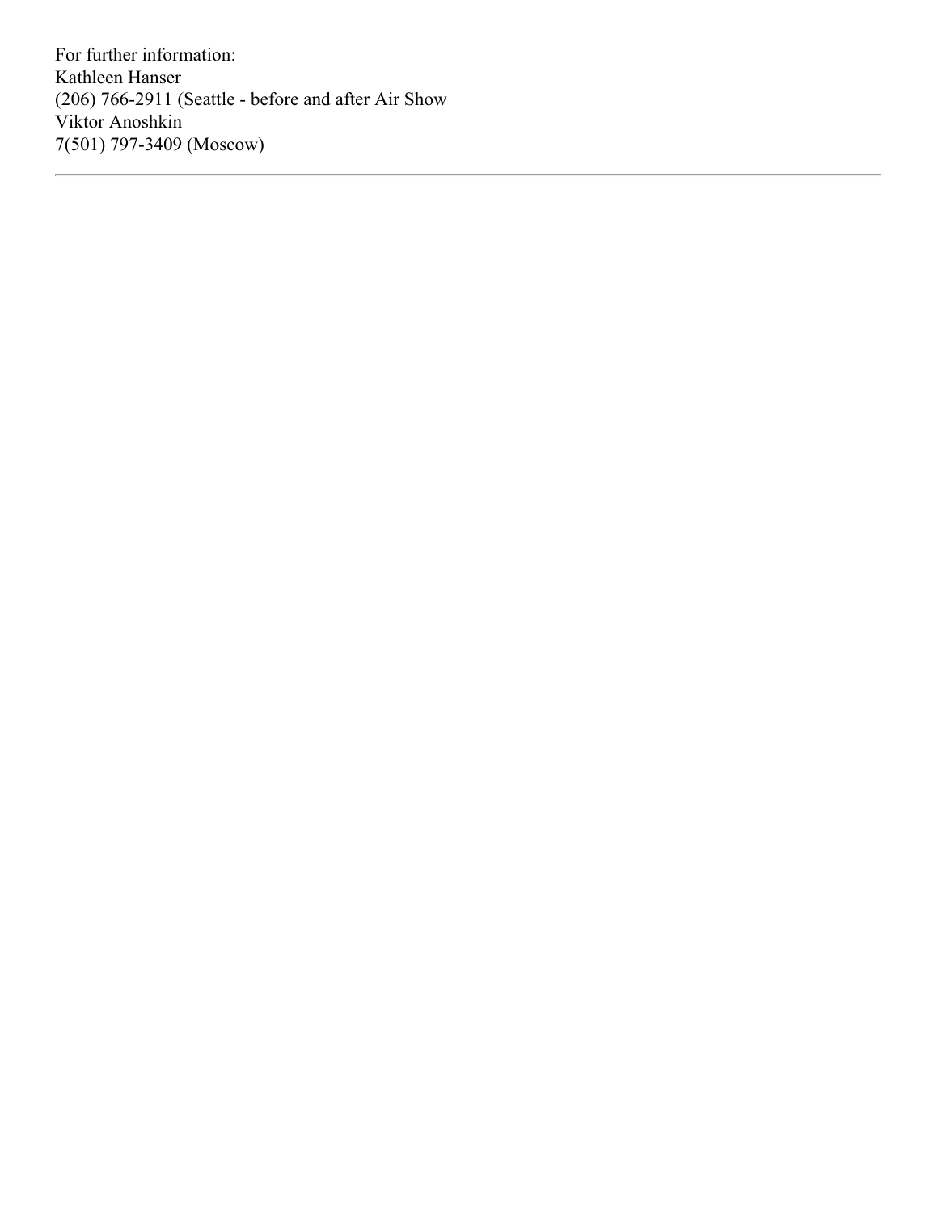For further information:
Kathleen Hanser
(206) 766-2911 (Seattle - before and after Air Show
Viktor Anoshkin
7(501) 797-3409 (Moscow)

---